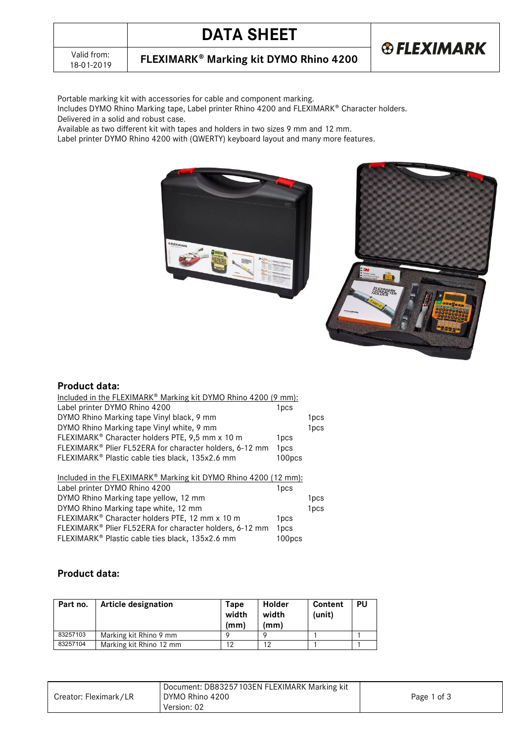# DATA SHEET

## FLEXIMARK® Marking kit DYMO Rhino 4200

Valid from: 18-01-2019

Portable marking kit with accessories for cable and component marking.
Includes DYMO Rhino Marking tape, Label printer Rhino 4200 and FLEXIMARK® Character holders.
Delivered in a solid and robust case.
Available as two different kit with tapes and holders in two sizes 9 mm and 12 mm.
Label printer DYMO Rhino 4200 with (QWERTY) keyboard layout and many more features.

### Product data:

Included in the FLEXIMARK® Marking kit DYMO Rhino 4200 (9 mm):

| Item | Quantity |
|---|---|
| Label printer DYMO Rhino 4200 | 1pcs |
| DYMO Rhino Marking tape Vinyl black, 9 mm | 1pcs |
| DYMO Rhino Marking tape Vinyl white, 9 mm | 1pcs |
| FLEXIMARK® Character holders PTE, 9,5 mm x 10 m | 1pcs |
| FLEXIMARK® Plier FL52ERA for character holders, 6-12 mm | 1pcs |
| FLEXIMARK® Plastic cable ties black, 135x2.6 mm | 100pcs |

Included in the FLEXIMARK® Marking kit DYMO Rhino 4200 (12 mm):

| Item | Quantity |
|---|---|
| Label printer DYMO Rhino 4200 | 1pcs |
| DYMO Rhino Marking tape yellow, 12 mm | 1pcs |
| DYMO Rhino Marking tape white, 12 mm | 1pcs |
| FLEXIMARK® Character holders PTE, 12 mm x 10 m | 1pcs |
| FLEXIMARK® Plier FL52ERA for character holders, 6-12 mm | 1pcs |
| FLEXIMARK® Plastic cable ties black, 135x2.6 mm | 100pcs |

### Product data:

| Part no. | Article designation | Tape width (mm) | Holder width (mm) | Content (unit) | PU |
|---|---|---|---|---|---|
| 83257103 | Marking kit Rhino 9 mm | 9 | 9 | 1 | 1 |
| 83257104 | Marking kit Rhino 12 mm | 12 | 12 | 1 | 1 |

Creator: Fleximark/LR | Document: DB83257103EN FLEXIMARK Marking kit DYMO Rhino 4200 | Version: 02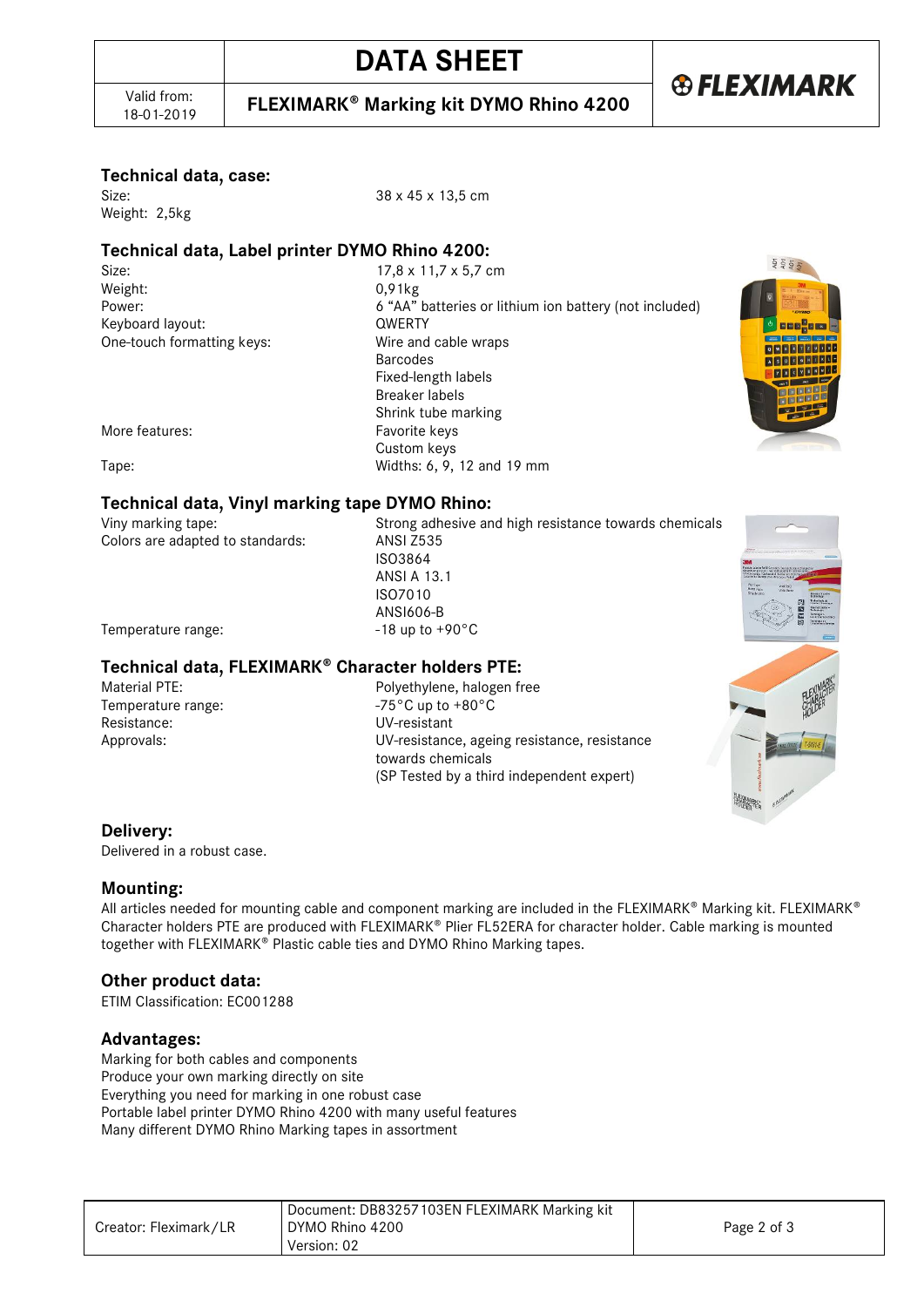# DATA SHEET

Valid from: 18-01-2019

**FLEXIMARK® Marking kit DYMO Rhino 4200**

FLEXIMARK

## Technical data, case:

Size: 38 x 45 x 13,5 cm
Weight: 2,5kg

## Technical data, Label printer DYMO Rhino 4200:

| | |
|---|---|
| Size: | 17,8 x 11,7 x 5,7 cm |
| Weight: | 0,91kg |
| Power: | 6 "AA" batteries or lithium ion battery (not included) |
| Keyboard layout: | QWERTY |
| One-touch formatting keys: | Wire and cable wraps<br>Barcodes<br>Fixed-length labels<br>Breaker labels<br>Shrink tube marking |
| More features: | Favorite keys<br>Custom keys |
| Tape: | Widths: 6, 9, 12 and 19 mm |

## Technical data, Vinyl marking tape DYMO Rhino:

| | |
|---|---|
| Viny marking tape: | Strong adhesive and high resistance towards chemicals |
| Colors are adapted to standards: | ANSI Z535<br>ISO3864<br>ANSI A 13.1<br>ISO7010<br>ANSI606-B |
| Temperature range: | -18 up to +90°C |

## Technical data, FLEXIMARK® Character holders PTE:

| | |
|---|---|
| Material PTE: | Polyethylene, halogen free |
| Temperature range: | -75°C up to +80°C |
| Resistance: | UV-resistant |
| Approvals: | UV-resistance, ageing resistance, resistance towards chemicals<br>(SP Tested by a third independent expert) |

## Delivery:

Delivered in a robust case.

## Mounting:

All articles needed for mounting cable and component marking are included in the FLEXIMARK® Marking kit. FLEXIMARK® Character holders PTE are produced with FLEXIMARK® Plier FL52ERA for character holder. Cable marking is mounted together with FLEXIMARK® Plastic cable ties and DYMO Rhino Marking tapes.

## Other product data:

ETIM Classification: EC001288

## Advantages:

Marking for both cables and components
Produce your own marking directly on site
Everything you need for marking in one robust case
Portable label printer DYMO Rhino 4200 with many useful features
Many different DYMO Rhino Marking tapes in assortment

| | | |
|---|---|---|
| Creator: Fleximark/LR | Document: DB83257103EN FLEXIMARK Marking kit DYMO Rhino 4200<br>Version: 02 | |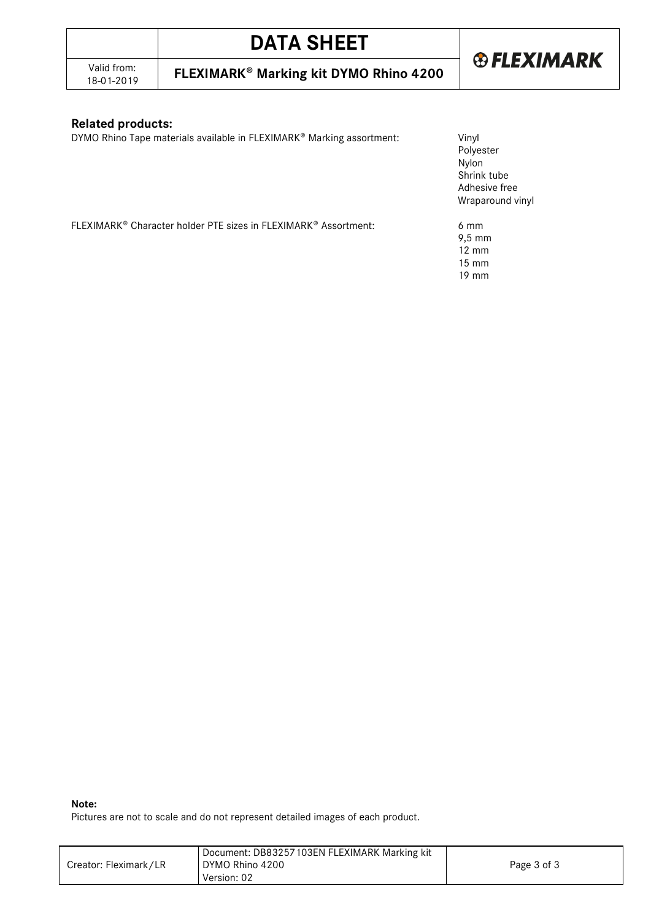**Related products:**

| | |
|---|---|
| DYMO Rhino Tape materials available in FLEXIMARK® Marking assortment: | Vinyl<br>Polyester<br>Nylon<br>Shrink tube<br>Adhesive free<br>Wraparound vinyl |
| FLEXIMARK® Character holder PTE sizes in FLEXIMARK® Assortment: | 6 mm<br>9,5 mm<br>12 mm<br>15 mm<br>19 mm |

**Note:**

Pictures are not to scale and do not represent detailed images of each product.